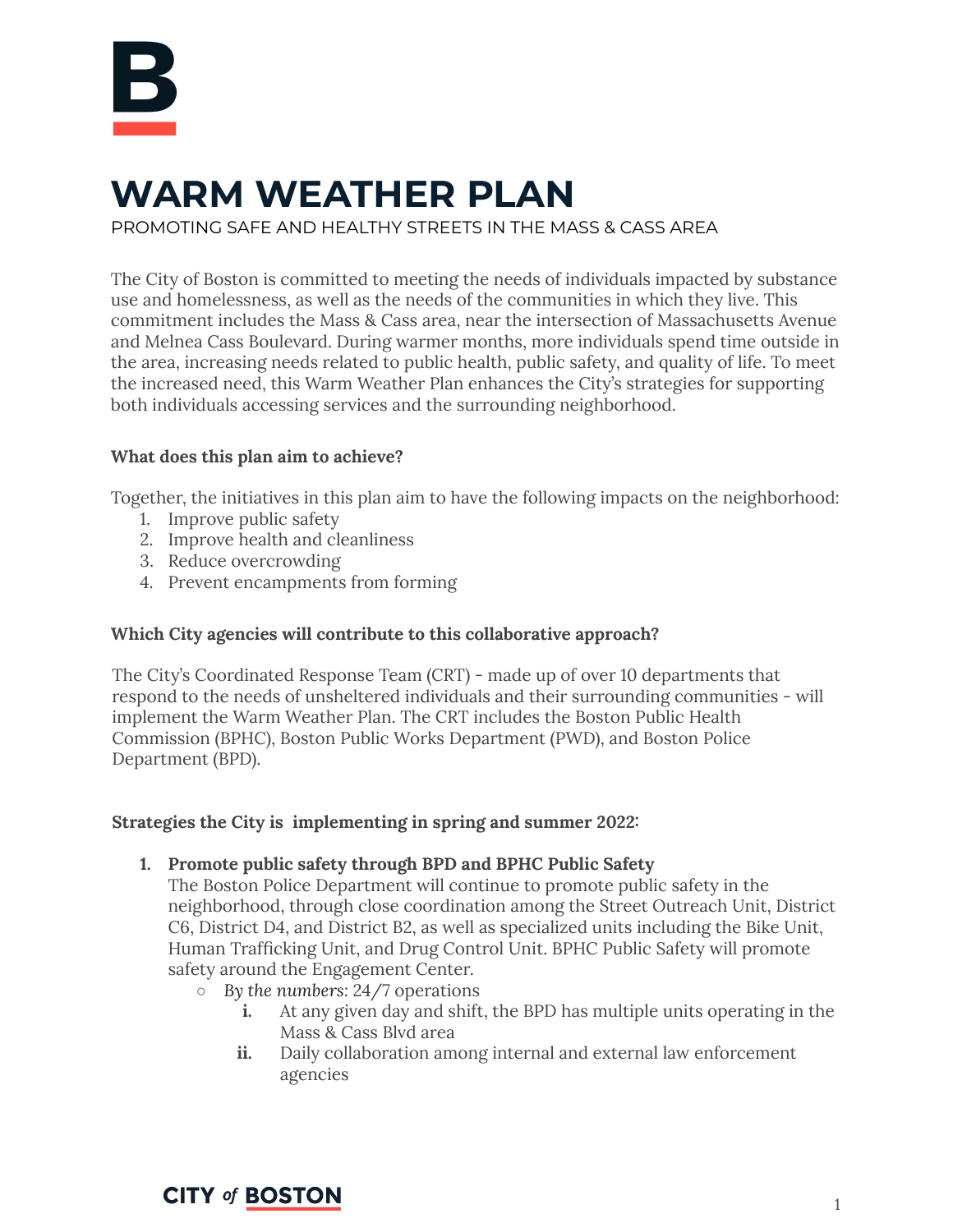# WARM WEATHER PLAN

PROMOTING SAFE AND HEALTHY STREETS IN THE MASS & CASS AREA

The City of Boston is committed to meeting the needs of individuals impacted by substance use and homelessness, as well as the needs of the communities in which they live. This commitment includes the Mass & Cass area, near the intersection of Massachusetts Avenue and Melnea Cass Boulevard. During warmer months, more individuals spend time outside in the area, increasing needs related to public health, public safety, and quality of life. To meet the increased need, this Warm Weather Plan enhances the City's strategies for supporting both individuals accessing services and the surrounding neighborhood.

**What does this plan aim to achieve?**

Together, the initiatives in this plan aim to have the following impacts on the neighborhood:

1. Improve public safety
2. Improve health and cleanliness
3. Reduce overcrowding
4. Prevent encampments from forming

**Which City agencies will contribute to this collaborative approach?**

The City's Coordinated Response Team (CRT) - made up of over 10 departments that respond to the needs of unsheltered individuals and their surrounding communities - will implement the Warm Weather Plan. The CRT includes the Boston Public Health Commission (BPHC), Boston Public Works Department (PWD), and Boston Police Department (BPD).

**Strategies the City is implementing in spring and summer 2022:**

1. **Promote public safety through BPD and BPHC Public Safety**
   The Boston Police Department will continue to promote public safety in the neighborhood, through close coordination among the Street Outreach Unit, District C6, District D4, and District B2, as well as specialized units including the Bike Unit, Human Trafficking Unit, and Drug Control Unit. BPHC Public Safety will promote safety around the Engagement Center.
   - *By the numbers*: 24/7 operations
     - **i.** At any given day and shift, the BPD has multiple units operating in the Mass & Cass Blvd area
     - **ii.** Daily collaboration among internal and external law enforcement agencies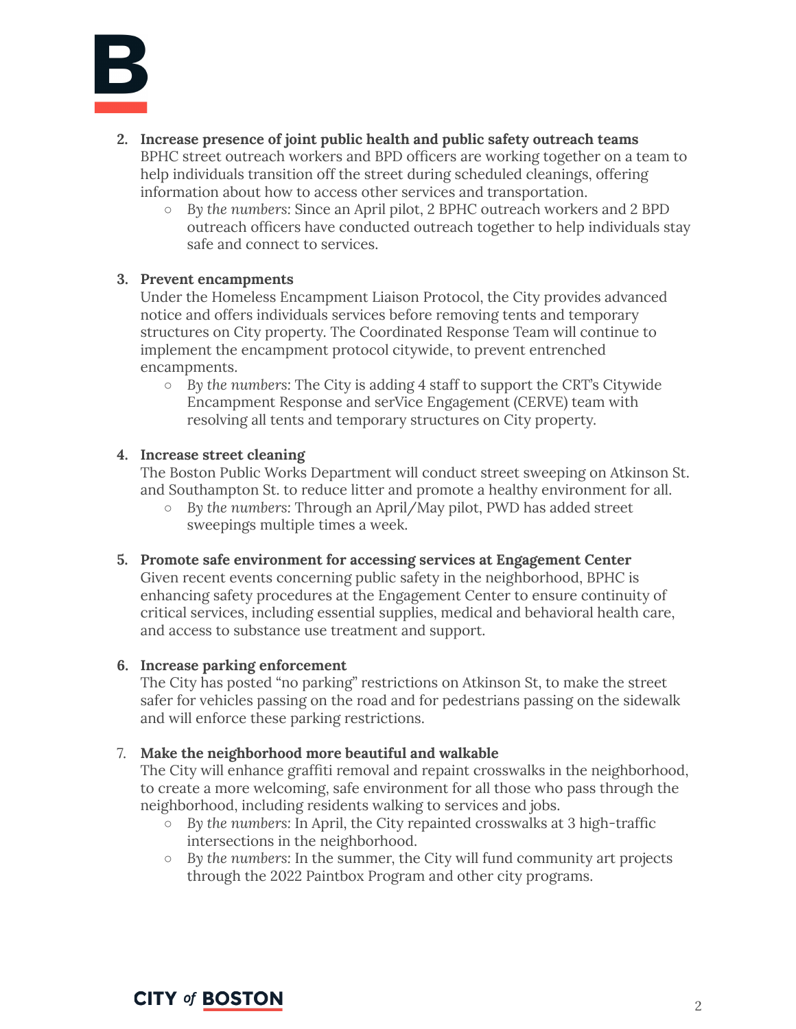2. **Increase presence of joint public health and public safety outreach teams**
   BPHC street outreach workers and BPD officers are working together on a team to help individuals transition off the street during scheduled cleanings, offering information about how to access other services and transportation.
   - *By the numbers*: Since an April pilot, 2 BPHC outreach workers and 2 BPD outreach officers have conducted outreach together to help individuals stay safe and connect to services.

3. **Prevent encampments**
   Under the Homeless Encampment Liaison Protocol, the City provides advanced notice and offers individuals services before removing tents and temporary structures on City property. The Coordinated Response Team will continue to implement the encampment protocol citywide, to prevent entrenched encampments.
   - *By the numbers*: The City is adding 4 staff to support the CRT's Citywide Encampment Response and serVice Engagement (CERVE) team with resolving all tents and temporary structures on City property.

4. **Increase street cleaning**
   The Boston Public Works Department will conduct street sweeping on Atkinson St. and Southampton St. to reduce litter and promote a healthy environment for all.
   - *By the numbers*: Through an April/May pilot, PWD has added street sweepings multiple times a week.

5. **Promote safe environment for accessing services at Engagement Center**
   Given recent events concerning public safety in the neighborhood, BPHC is enhancing safety procedures at the Engagement Center to ensure continuity of critical services, including essential supplies, medical and behavioral health care, and access to substance use treatment and support.

6. **Increase parking enforcement**
   The City has posted "no parking" restrictions on Atkinson St, to make the street safer for vehicles passing on the road and for pedestrians passing on the sidewalk and will enforce these parking restrictions.

7. **Make the neighborhood more beautiful and walkable**
   The City will enhance graffiti removal and repaint crosswalks in the neighborhood, to create a more welcoming, safe environment for all those who pass through the neighborhood, including residents walking to services and jobs.
   - *By the numbers*: In April, the City repainted crosswalks at 3 high-traffic intersections in the neighborhood.
   - *By the numbers*: In the summer, the City will fund community art projects through the 2022 Paintbox Program and other city programs.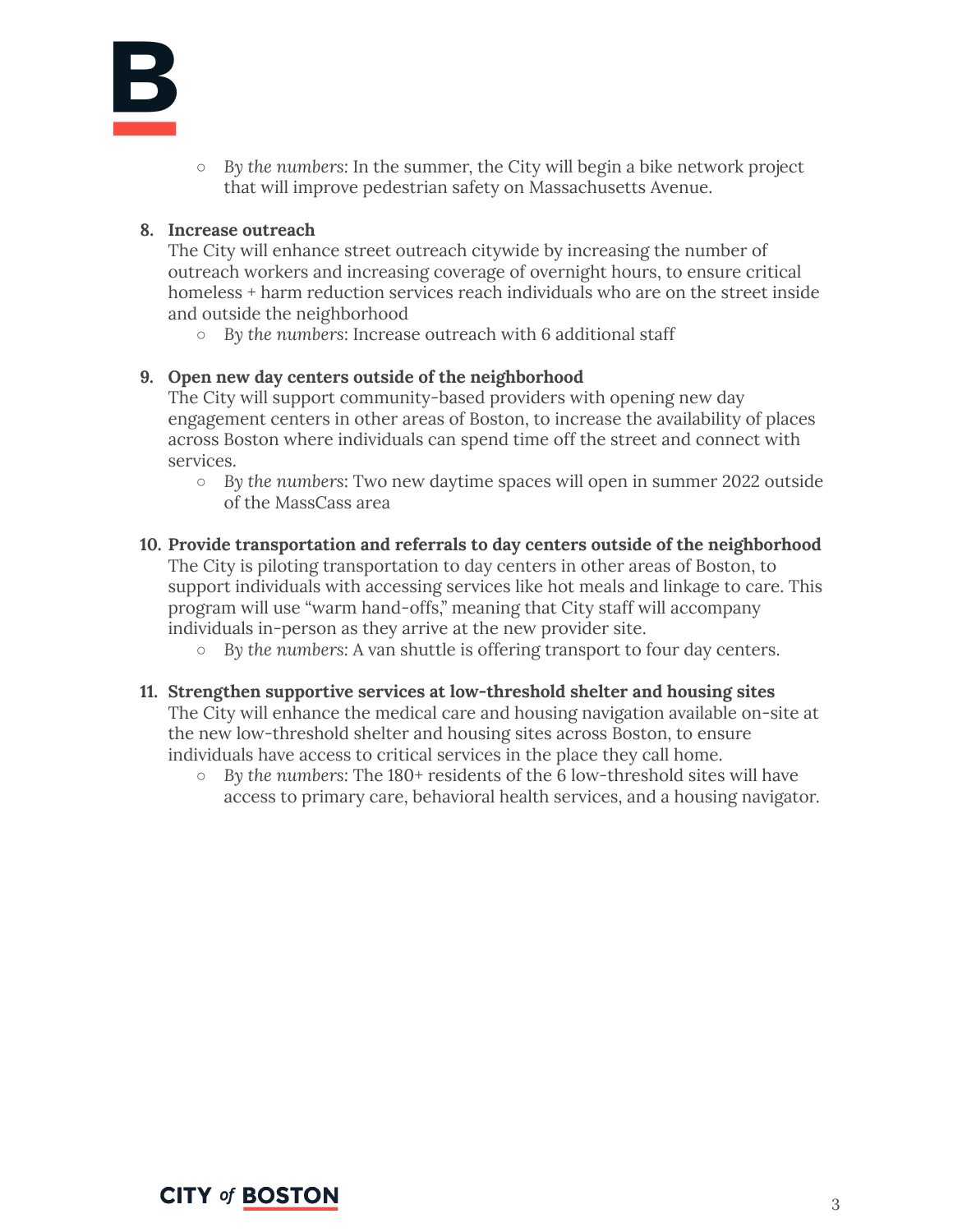- *By the numbers*: In the summer, the City will begin a bike network project that will improve pedestrian safety on Massachusetts Avenue.

8. **Increase outreach**
   The City will enhance street outreach citywide by increasing the number of outreach workers and increasing coverage of overnight hours, to ensure critical homeless + harm reduction services reach individuals who are on the street inside and outside the neighborhood
   - *By the numbers*: Increase outreach with 6 additional staff

9. **Open new day centers outside of the neighborhood**
   The City will support community-based providers with opening new day engagement centers in other areas of Boston, to increase the availability of places across Boston where individuals can spend time off the street and connect with services.
   - *By the numbers*: Two new daytime spaces will open in summer 2022 outside of the MassCass area

10. **Provide transportation and referrals to day centers outside of the neighborhood**
    The City is piloting transportation to day centers in other areas of Boston, to support individuals with accessing services like hot meals and linkage to care. This program will use "warm hand-offs," meaning that City staff will accompany individuals in-person as they arrive at the new provider site.
    - *By the numbers*: A van shuttle is offering transport to four day centers.

11. **Strengthen supportive services at low-threshold shelter and housing sites**
    The City will enhance the medical care and housing navigation available on-site at the new low-threshold shelter and housing sites across Boston, to ensure individuals have access to critical services in the place they call home.
    - *By the numbers*: The 180+ residents of the 6 low-threshold sites will have access to primary care, behavioral health services, and a housing navigator.